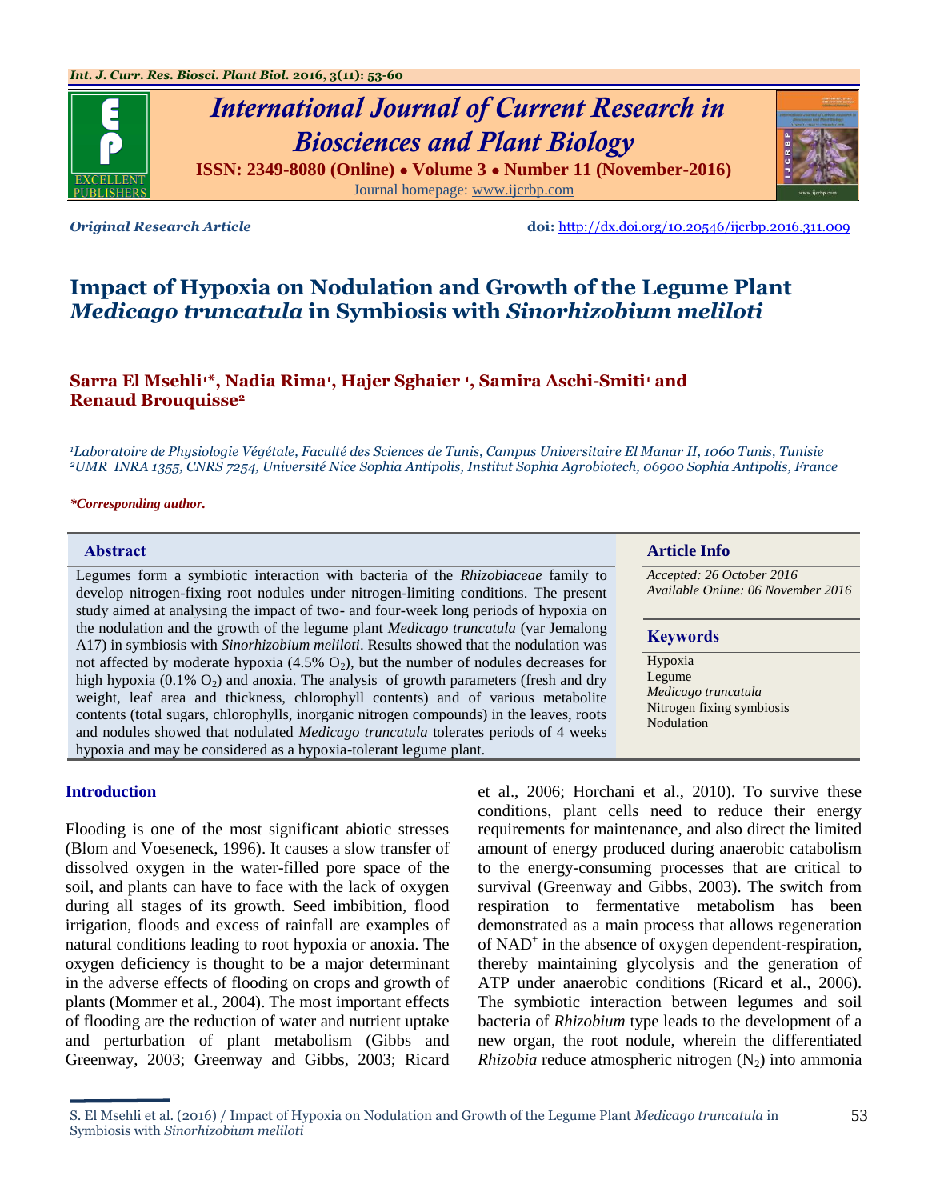*Original Research Article* **doi:** http://dx.doi.org/10.20546/ijcrbp.2016.311.009

# Impact of Hypoxia on Nodulation and Growth of the Legume Plant *Medicago truncatula* in Symbiosis with *Sinorhizobium meliloti*

**Sarra El Msehli[1]\*, Nadia Rima[1], Hajer Sghaier [1], Samira Aschi-Smiti[1] and Renaud Brouquisse[2]**

*[1]Laboratoire de Physiologie Végétale, Faculté des Sciences de Tunis, Campus Universitaire El Manar II, 1060 Tunis, Tunisie*
*[2]UMR INRA 1355, CNRS 7254, Université Nice Sophia Antipolis, Institut Sophia Agrobiotech, 06900 Sophia Antipolis, France*

***Corresponding author.**

## Abstract

Legumes form a symbiotic interaction with bacteria of the *Rhizobiaceae* family to develop nitrogen-fixing root nodules under nitrogen-limiting conditions. The present study aimed at analysing the impact of two- and four-week long periods of hypoxia on the nodulation and the growth of the legume plant *Medicago truncatula* (var Jemalong A17) in symbiosis with *Sinorhizobium meliloti*. Results showed that the nodulation was not affected by moderate hypoxia (4.5% $O_2$), but the number of nodules decreases for high hypoxia (0.1% $O_2$) and anoxia. The analysis of growth parameters (fresh and dry weight, leaf area and thickness, chlorophyll contents) and of various metabolite contents (total sugars, chlorophylls, inorganic nitrogen compounds) in the leaves, roots and nodules showed that nodulated *Medicago truncatula* tolerates periods of 4 weeks hypoxia and may be considered as a hypoxia-tolerant legume plant.

## Article Info

*Accepted: 26 October 2016*
*Available Online: 06 November 2016*

## Keywords

Hypoxia
Legume
*Medicago truncatula*
Nitrogen fixing symbiosis
Nodulation

## Introduction

Flooding is one of the most significant abiotic stresses (Blom and Voeseneck, 1996). It causes a slow transfer of dissolved oxygen in the water-filled pore space of the soil, and plants can have to face with the lack of oxygen during all stages of its growth. Seed imbibition, flood irrigation, floods and excess of rainfall are examples of natural conditions leading to root hypoxia or anoxia. The oxygen deficiency is thought to be a major determinant in the adverse effects of flooding on crops and growth of plants (Mommer et al., 2004). The most important effects of flooding are the reduction of water and nutrient uptake and perturbation of plant metabolism (Gibbs and Greenway, 2003; Greenway and Gibbs, 2003; Ricard et al., 2006; Horchani et al., 2010). To survive these conditions, plant cells need to reduce their energy requirements for maintenance, and also direct the limited amount of energy produced during anaerobic catabolism to the energy-consuming processes that are critical to survival (Greenway and Gibbs, 2003). The switch from respiration to fermentative metabolism has been demonstrated as a main process that allows regeneration of $NAD^+$ in the absence of oxygen dependent-respiration, thereby maintaining glycolysis and the generation of ATP under anaerobic conditions (Ricard et al., 2006). The symbiotic interaction between legumes and soil bacteria of *Rhizobium* type leads to the development of a new organ, the root nodule, wherein the differentiated *Rhizobia* reduce atmospheric nitrogen ($N_2$) into ammonia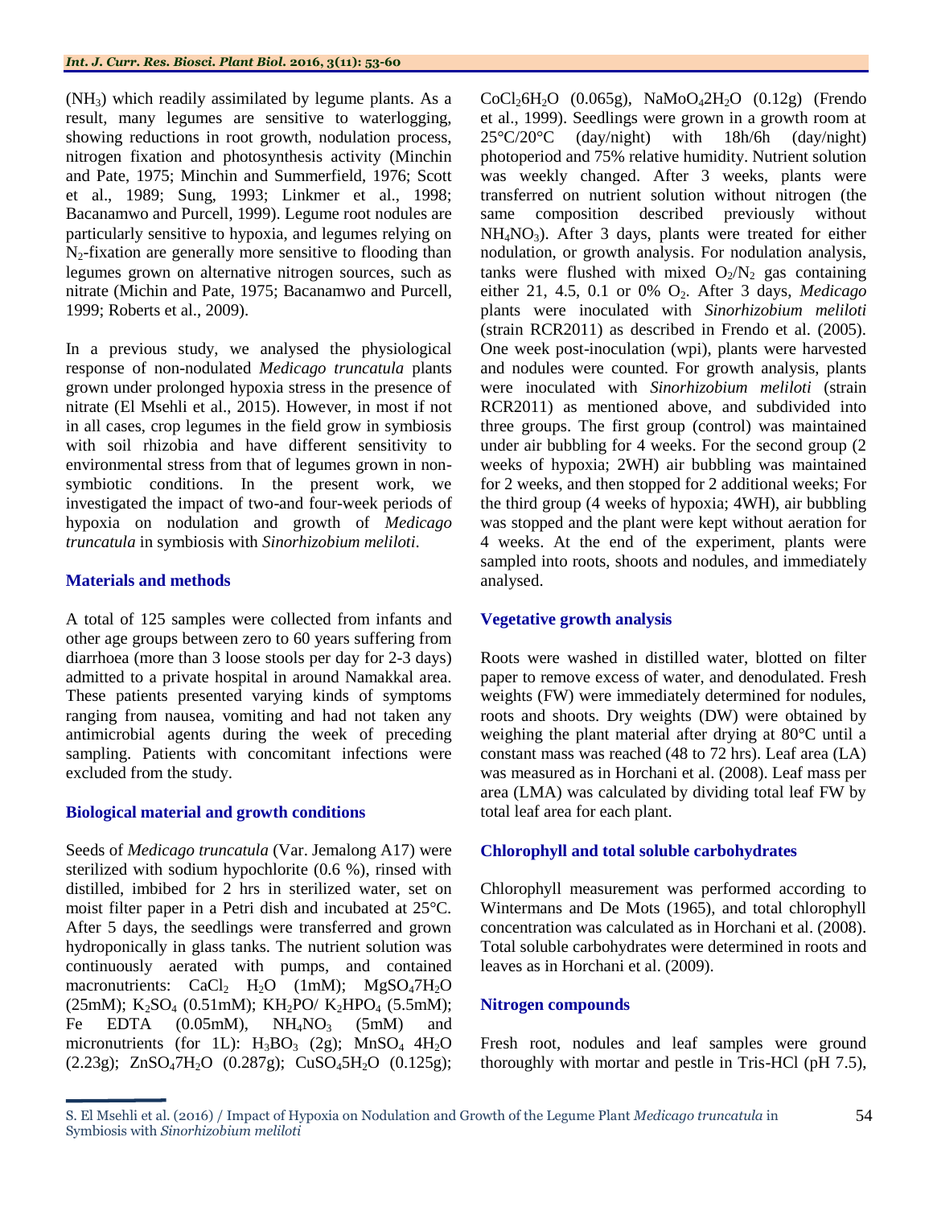($NH_3$) which readily assimilated by legume plants. As a result, many legumes are sensitive to waterlogging, showing reductions in root growth, nodulation process, nitrogen fixation and photosynthesis activity (Minchin and Pate, 1975; Minchin and Summerfield, 1976; Scott et al., 1989; Sung, 1993; Linkmer et al., 1998; Bacanamwo and Purcell, 1999). Legume root nodules are particularly sensitive to hypoxia, and legumes relying on $N_2$-fixation are generally more sensitive to flooding than legumes grown on alternative nitrogen sources, such as nitrate (Michin and Pate, 1975; Bacanamwo and Purcell, 1999; Roberts et al., 2009).

In a previous study, we analysed the physiological response of non-nodulated *Medicago truncatula* plants grown under prolonged hypoxia stress in the presence of nitrate (El Msehli et al., 2015). However, in most if not in all cases, crop legumes in the field grow in symbiosis with soil rhizobia and have different sensitivity to environmental stress from that of legumes grown in non-symbiotic conditions. In the present work, we investigated the impact of two-and four-week periods of hypoxia on nodulation and growth of *Medicago truncatula* in symbiosis with *Sinorhizobium meliloti*.

## Materials and methods

A total of 125 samples were collected from infants and other age groups between zero to 60 years suffering from diarrhoea (more than 3 loose stools per day for 2-3 days) admitted to a private hospital in around Namakkal area. These patients presented varying kinds of symptoms ranging from nausea, vomiting and had not taken any antimicrobial agents during the week of preceding sampling. Patients with concomitant infections were excluded from the study.

### Biological material and growth conditions

Seeds of *Medicago truncatula* (Var. Jemalong A17) were sterilized with sodium hypochlorite (0.6 %), rinsed with distilled, imbibed for 2 hrs in sterilized water, set on moist filter paper in a Petri dish and incubated at 25°C. After 5 days, the seedlings were transferred and grown hydroponically in glass tanks. The nutrient solution was continuously aerated with pumps, and contained macronutrients: $CaCl_2$ $H_2O$ (1mM); $MgSO_47H_2O$ (25mM); $K_2SO_4$ (0.51mM); $KH_2PO$/ $K_2HPO_4$ (5.5mM); Fe EDTA (0.05mM), $NH_4NO_3$ (5mM) and micronutrients (for 1L): $H_3BO_3$ (2g); $MnSO_4$ $4H_2O$ (2.23g); $ZnSO_47H_2O$ (0.287g); $CuSO_45H_2O$ (0.125g); $CoCl_26H_2O$ (0.065g), $NaMoO_42H_2O$ (0.12g) (Frendo et al., 1999). Seedlings were grown in a growth room at 25°C/20°C (day/night) with 18h/6h (day/night) photoperiod and 75% relative humidity. Nutrient solution was weekly changed. After 3 weeks, plants were transferred on nutrient solution without nitrogen (the same composition described previously without $NH_4NO_3$). After 3 days, plants were treated for either nodulation, or growth analysis. For nodulation analysis, tanks were flushed with mixed $O_2/N_2$ gas containing either 21, 4.5, 0.1 or 0% $O_2$. After 3 days, *Medicago* plants were inoculated with *Sinorhizobium meliloti* (strain RCR2011) as described in Frendo et al. (2005). One week post-inoculation (wpi), plants were harvested and nodules were counted. For growth analysis, plants were inoculated with *Sinorhizobium meliloti* (strain RCR2011) as mentioned above, and subdivided into three groups. The first group (control) was maintained under air bubbling for 4 weeks. For the second group (2 weeks of hypoxia; 2WH) air bubbling was maintained for 2 weeks, and then stopped for 2 additional weeks; For the third group (4 weeks of hypoxia; 4WH), air bubbling was stopped and the plant were kept without aeration for 4 weeks. At the end of the experiment, plants were sampled into roots, shoots and nodules, and immediately analysed.

### Vegetative growth analysis

Roots were washed in distilled water, blotted on filter paper to remove excess of water, and denodulated. Fresh weights (FW) were immediately determined for nodules, roots and shoots. Dry weights (DW) were obtained by weighing the plant material after drying at 80°C until a constant mass was reached (48 to 72 hrs). Leaf area (LA) was measured as in Horchani et al. (2008). Leaf mass per area (LMA) was calculated by dividing total leaf FW by total leaf area for each plant.

### Chlorophyll and total soluble carbohydrates

Chlorophyll measurement was performed according to Wintermans and De Mots (1965), and total chlorophyll concentration was calculated as in Horchani et al. (2008). Total soluble carbohydrates were determined in roots and leaves as in Horchani et al. (2009).

### Nitrogen compounds

Fresh root, nodules and leaf samples were ground thoroughly with mortar and pestle in Tris-HCl (pH 7.5),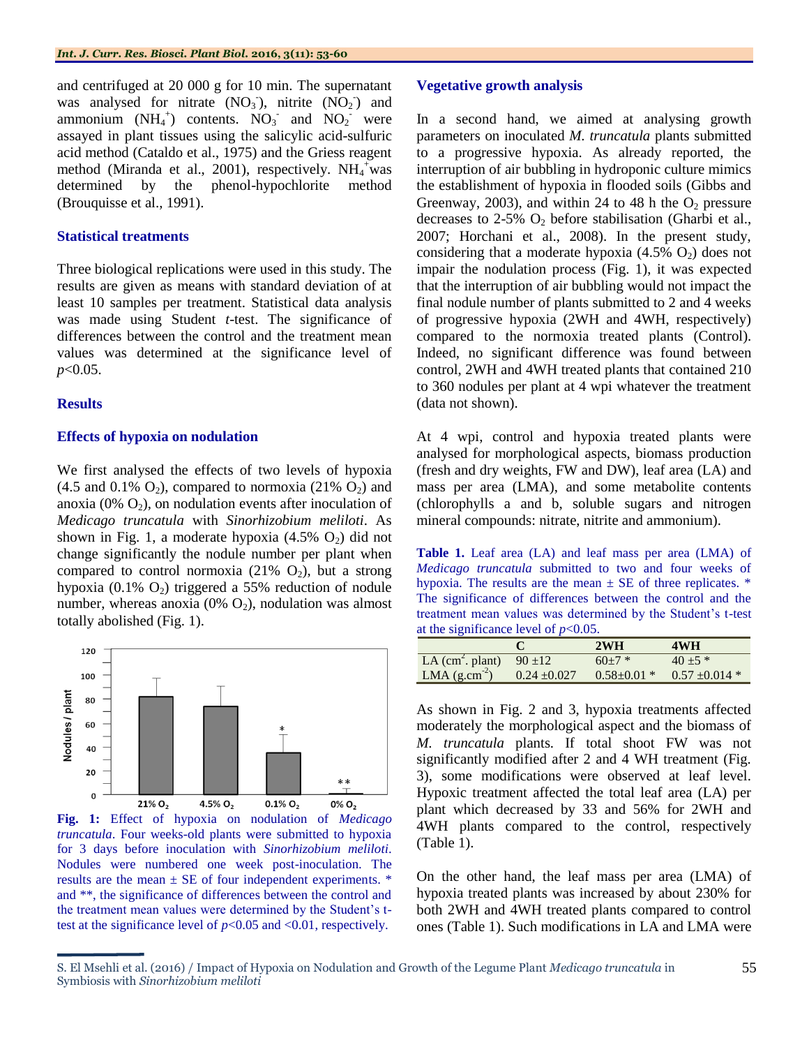and centrifuged at 20 000 g for 10 min. The supernatant was analysed for nitrate ($NO_3^-$), nitrite ($NO_2^-$) and ammonium ($NH_4^+$) contents. $NO_3^-$ and $NO_2^-$ were assayed in plant tissues using the salicylic acid-sulfuric acid method (Cataldo et al., 1975) and the Griess reagent method (Miranda et al., 2001), respectively. $NH_4^+$was determined by the phenol-hypochlorite method (Brouquisse et al., 1991).

### Statistical treatments

Three biological replications were used in this study. The results are given as means with standard deviation of at least 10 samples per treatment. Statistical data analysis was made using Student *t*-test. The significance of differences between the control and the treatment mean values was determined at the significance level of $p<0.05$.

## Results

### Effects of hypoxia on nodulation

We first analysed the effects of two levels of hypoxia (4.5 and 0.1% $O_2$), compared to normoxia (21% $O_2$) and anoxia (0% $O_2$), on nodulation events after inoculation of *Medicago truncatula* with *Sinorhizobium meliloti*. As shown in Fig. 1, a moderate hypoxia (4.5% $O_2$) did not change significantly the nodule number per plant when compared to control normoxia (21% $O_2$), but a strong hypoxia (0.1% $O_2$) triggered a 55% reduction of nodule number, whereas anoxia (0% $O_2$), nodulation was almost totally abolished (Fig. 1).

Nodules / plant
120
100
80
60
40
20
0
*
**
21% $O_2$
4.5% $O_2$
0.1% $O_2$
0% $O_2$

**Fig. 1:** Effect of hypoxia on nodulation of *Medicago truncatula*. Four weeks-old plants were submitted to hypoxia for 3 days before inoculation with *Sinorhizobium meliloti*. Nodules were numbered one week post-inoculation. The results are the mean ± SE of four independent experiments. * and **, the significance of differences between the control and the treatment mean values were determined by the Student's t-test at the significance level of $p<0.05$ and $<0.01$, respectively.

### Vegetative growth analysis

In a second hand, we aimed at analysing growth parameters on inoculated *M. truncatula* plants submitted to a progressive hypoxia. As already reported, the interruption of air bubbling in hydroponic culture mimics the establishment of hypoxia in flooded soils (Gibbs and Greenway, 2003), and within 24 to 48 h the $O_2$ pressure decreases to 2-5% $O_2$ before stabilisation (Gharbi et al., 2007; Horchani et al., 2008). In the present study, considering that a moderate hypoxia (4.5% $O_2$) does not impair the nodulation process (Fig. 1), it was expected that the interruption of air bubbling would not impact the final nodule number of plants submitted to 2 and 4 weeks of progressive hypoxia (2WH and 4WH, respectively) compared to the normoxia treated plants (Control). Indeed, no significant difference was found between control, 2WH and 4WH treated plants that contained 210 to 360 nodules per plant at 4 wpi whatever the treatment (data not shown).

At 4 wpi, control and hypoxia treated plants were analysed for morphological aspects, biomass production (fresh and dry weights, FW and DW), leaf area (LA) and mass per area (LMA), and some metabolite contents (chlorophylls a and b, soluble sugars and nitrogen mineral compounds: nitrate, nitrite and ammonium).

**Table 1.** Leaf area (LA) and leaf mass per area (LMA) of *Medicago truncatula* submitted to two and four weeks of hypoxia. The results are the mean ± SE of three replicates. * The significance of differences between the control and the treatment mean values was determined by the Student's t-test at the significance level of $p<0.05$.

| | C | 2WH | 4WH |
|---|---|---|---|
| LA ($cm^2$. plant) | 90 ±12 | 60±7 * | 40 ±5 * |
| LMA ($g.cm^{-2}$) | 0.24 ±0.027 | 0.58±0.01 * | 0.57 ±0.014 * |

As shown in Fig. 2 and 3, hypoxia treatments affected moderately the morphological aspect and the biomass of *M. truncatula* plants. If total shoot FW was not significantly modified after 2 and 4 WH treatment (Fig. 3), some modifications were observed at leaf level. Hypoxic treatment affected the total leaf area (LA) per plant which decreased by 33 and 56% for 2WH and 4WH plants compared to the control, respectively (Table 1).

On the other hand, the leaf mass per area (LMA) of hypoxia treated plants was increased by about 230% for both 2WH and 4WH treated plants compared to control ones (Table 1). Such modifications in LA and LMA were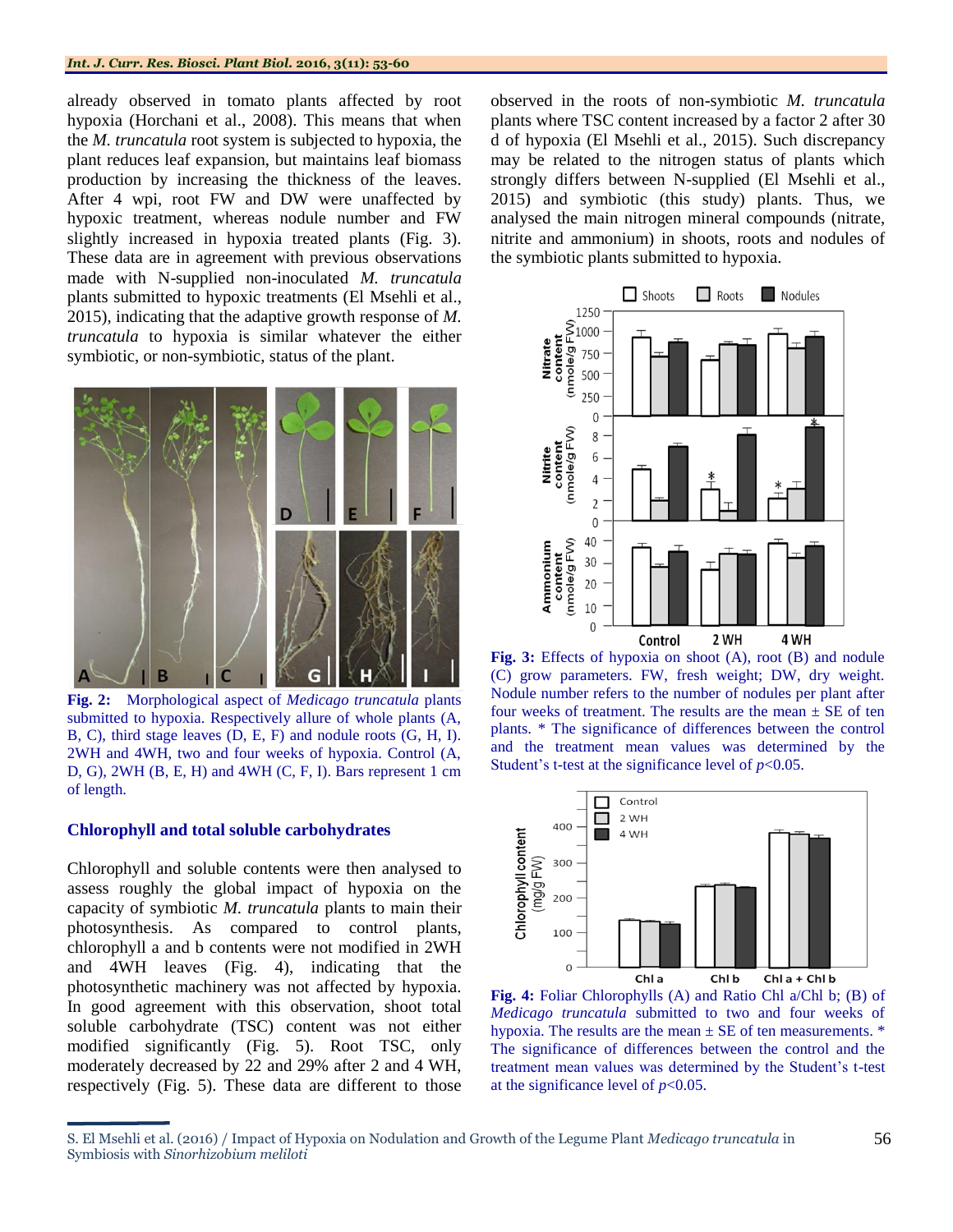already observed in tomato plants affected by root hypoxia (Horchani et al., 2008). This means that when the *M. truncatula* root system is subjected to hypoxia, the plant reduces leaf expansion, but maintains leaf biomass production by increasing the thickness of the leaves. After 4 wpi, root FW and DW were unaffected by hypoxic treatment, whereas nodule number and FW slightly increased in hypoxia treated plants (Fig. 3). These data are in agreement with previous observations made with N-supplied non-inoculated *M. truncatula* plants submitted to hypoxic treatments (El Msehli et al., 2015), indicating that the adaptive growth response of *M. truncatula* to hypoxia is similar whatever the either symbiotic, or non-symbiotic, status of the plant.

A B C D E F G H I

**Fig. 2:** Morphological aspect of *Medicago truncatula* plants submitted to hypoxia. Respectively allure of whole plants (A, B, C), third stage leaves (D, E, F) and nodule roots (G, H, I). 2WH and 4WH, two and four weeks of hypoxia. Control (A, D, G), 2WH (B, E, H) and 4WH (C, F, I). Bars represent 1 cm of length.

## Chlorophyll and total soluble carbohydrates

Chlorophyll and soluble contents were then analysed to assess roughly the global impact of hypoxia on the capacity of symbiotic *M. truncatula* plants to main their photosynthesis. As compared to control plants, chlorophyll a and b contents were not modified in 2WH and 4WH leaves (Fig. 4), indicating that the photosynthetic machinery was not affected by hypoxia. In good agreement with this observation, shoot total soluble carbohydrate (TSC) content was not either modified significantly (Fig. 5). Root TSC, only moderately decreased by 22 and 29% after 2 and 4 WH, respectively (Fig. 5). These data are different to those observed in the roots of non-symbiotic *M. truncatula* plants where TSC content increased by a factor 2 after 30 d of hypoxia (El Msehli et al., 2015). Such discrepancy may be related to the nitrogen status of plants which strongly differs between N-supplied (El Msehli et al., 2015) and symbiotic (this study) plants. Thus, we analysed the main nitrogen mineral compounds (nitrate, nitrite and ammonium) in shoots, roots and nodules of the symbiotic plants submitted to hypoxia.

Shoots Roots Nodules

Nitrate content (nmole/g FW)
1250
1000
750
500
250
0

Nitrite content (nmole/g FW)
8
6
4
2
0

Ammonium content (nmole/g FW)
40
30
20
10
0

Control 2 WH 4 WH

**Fig. 3:** Effects of hypoxia on shoot (A), root (B) and nodule (C) grow parameters. FW, fresh weight; DW, dry weight. Nodule number refers to the number of nodules per plant after four weeks of treatment. The results are the mean ± SE of ten plants. * The significance of differences between the control and the treatment mean values was determined by the Student's t-test at the significance level of $p$<0.05.

Control
2 WH
4 WH

Chlorophyll content (mg/g FW)
400
300
200
100
0

Chl a Chl b Chl a + Chl b

**Fig. 4:** Foliar Chlorophylls (A) and Ratio Chl a/Chl b; (B) of *Medicago truncatula* submitted to two and four weeks of hypoxia. The results are the mean ± SE of ten measurements. * The significance of differences between the control and the treatment mean values was determined by the Student's t-test at the significance level of $p$<0.05.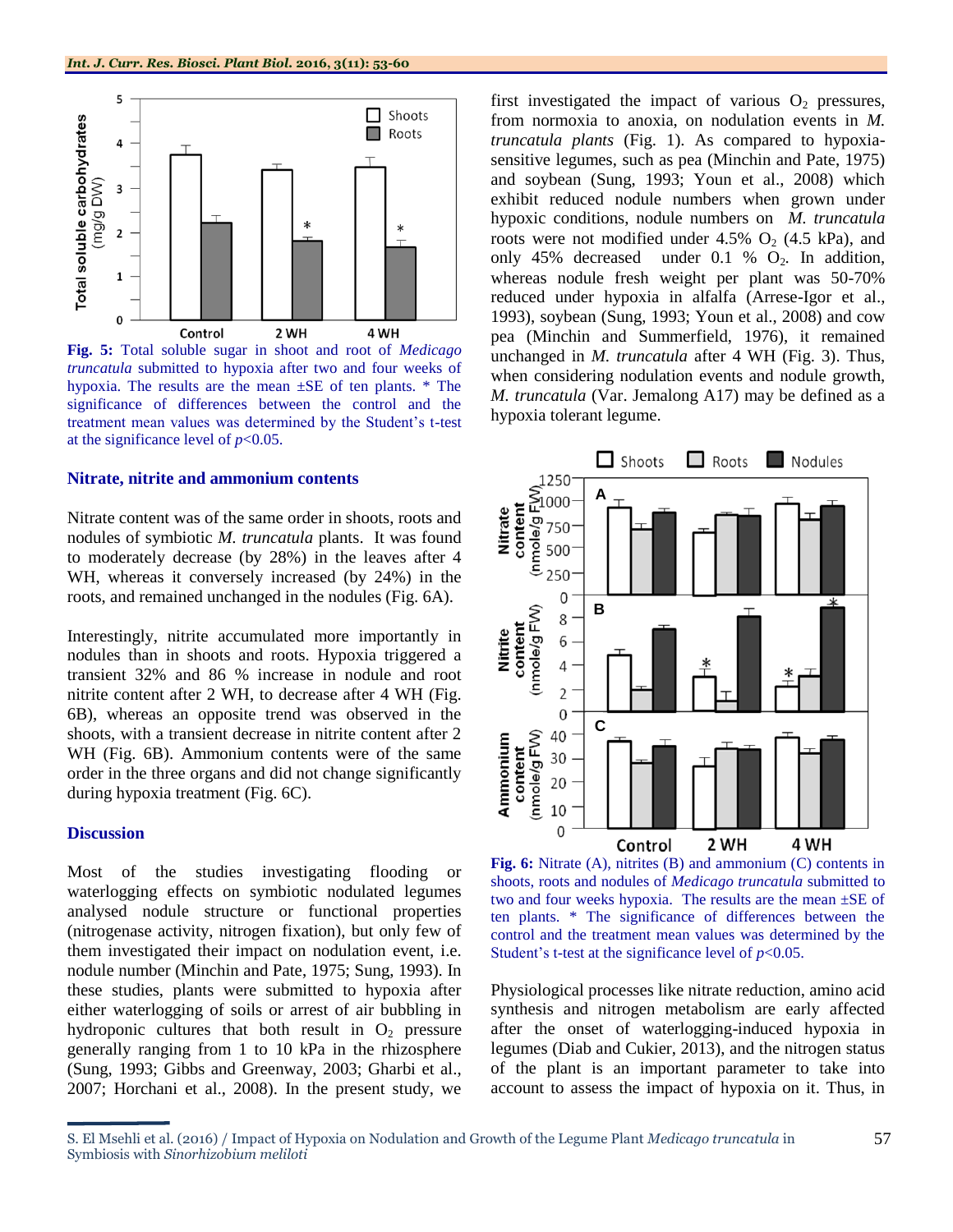Total soluble carbohydrates (mg/g DW)

5
4
3
2
1
0

Shoots
Roots

*
*

Control
2 WH
4 WH

**Fig. 5:** Total soluble sugar in shoot and root of *Medicago truncatula* submitted to hypoxia after two and four weeks of hypoxia. The results are the mean ±SE of ten plants. * The significance of differences between the control and the treatment mean values was determined by the Student's t-test at the significance level of $p<0.05$.

### Nitrate, nitrite and ammonium contents

Nitrate content was of the same order in shoots, roots and nodules of symbiotic *M. truncatula* plants. It was found to moderately decrease (by 28%) in the leaves after 4 WH, whereas it conversely increased (by 24%) in the roots, and remained unchanged in the nodules (Fig. 6A).

Interestingly, nitrite accumulated more importantly in nodules than in shoots and roots. Hypoxia triggered a transient 32% and 86 % increase in nodule and root nitrite content after 2 WH, to decrease after 4 WH (Fig. 6B), whereas an opposite trend was observed in the shoots, with a transient decrease in nitrite content after 2 WH (Fig. 6B). Ammonium contents were of the same order in the three organs and did not change significantly during hypoxia treatment (Fig. 6C).

## Discussion

Most of the studies investigating flooding or waterlogging effects on symbiotic nodulated legumes analysed nodule structure or functional properties (nitrogenase activity, nitrogen fixation), but only few of them investigated their impact on nodulation event, i.e. nodule number (Minchin and Pate, 1975; Sung, 1993). In these studies, plants were submitted to hypoxia after either waterlogging of soils or arrest of air bubbling in hydroponic cultures that both result in $O_2$ pressure generally ranging from 1 to 10 kPa in the rhizosphere (Sung, 1993; Gibbs and Greenway, 2003; Gharbi et al., 2007; Horchani et al., 2008). In the present study, we first investigated the impact of various $O_2$ pressures, from normoxia to anoxia, on nodulation events in *M. truncatula plants* (Fig. 1). As compared to hypoxia-sensitive legumes, such as pea (Minchin and Pate, 1975) and soybean (Sung, 1993; Youn et al., 2008) which exhibit reduced nodule numbers when grown under hypoxic conditions, nodule numbers on *M. truncatula* roots were not modified under 4.5% $O_2$ (4.5 kPa), and only 45% decreased under 0.1 % $O_2$. In addition, whereas nodule fresh weight per plant was 50-70% reduced under hypoxia in alfalfa (Arrese-Igor et al., 1993), soybean (Sung, 1993; Youn et al., 2008) and cow pea (Minchin and Summerfield, 1976), it remained unchanged in *M. truncatula* after 4 WH (Fig. 3). Thus, when considering nodulation events and nodule growth, *M. truncatula* (Var. Jemalong A17) may be defined as a hypoxia tolerant legume.

Shoots
Roots
Nodules

A
Nitrate content (nmole/g FW)
1250
1000
750
500
250
0

B
Nitrite content (nmole/g FW)
8
6
4
2
0

*
*
*

C
Ammonium content (nmole/g FW)
40
30
20
10
0

Control
2 WH
4 WH

**Fig. 6:** Nitrate (A), nitrites (B) and ammonium (C) contents in shoots, roots and nodules of *Medicago truncatula* submitted to two and four weeks hypoxia. The results are the mean ±SE of ten plants. * The significance of differences between the control and the treatment mean values was determined by the Student's t-test at the significance level of $p<0.05$.

Physiological processes like nitrate reduction, amino acid synthesis and nitrogen metabolism are early affected after the onset of waterlogging-induced hypoxia in legumes (Diab and Cukier, 2013), and the nitrogen status of the plant is an important parameter to take into account to assess the impact of hypoxia on it. Thus, in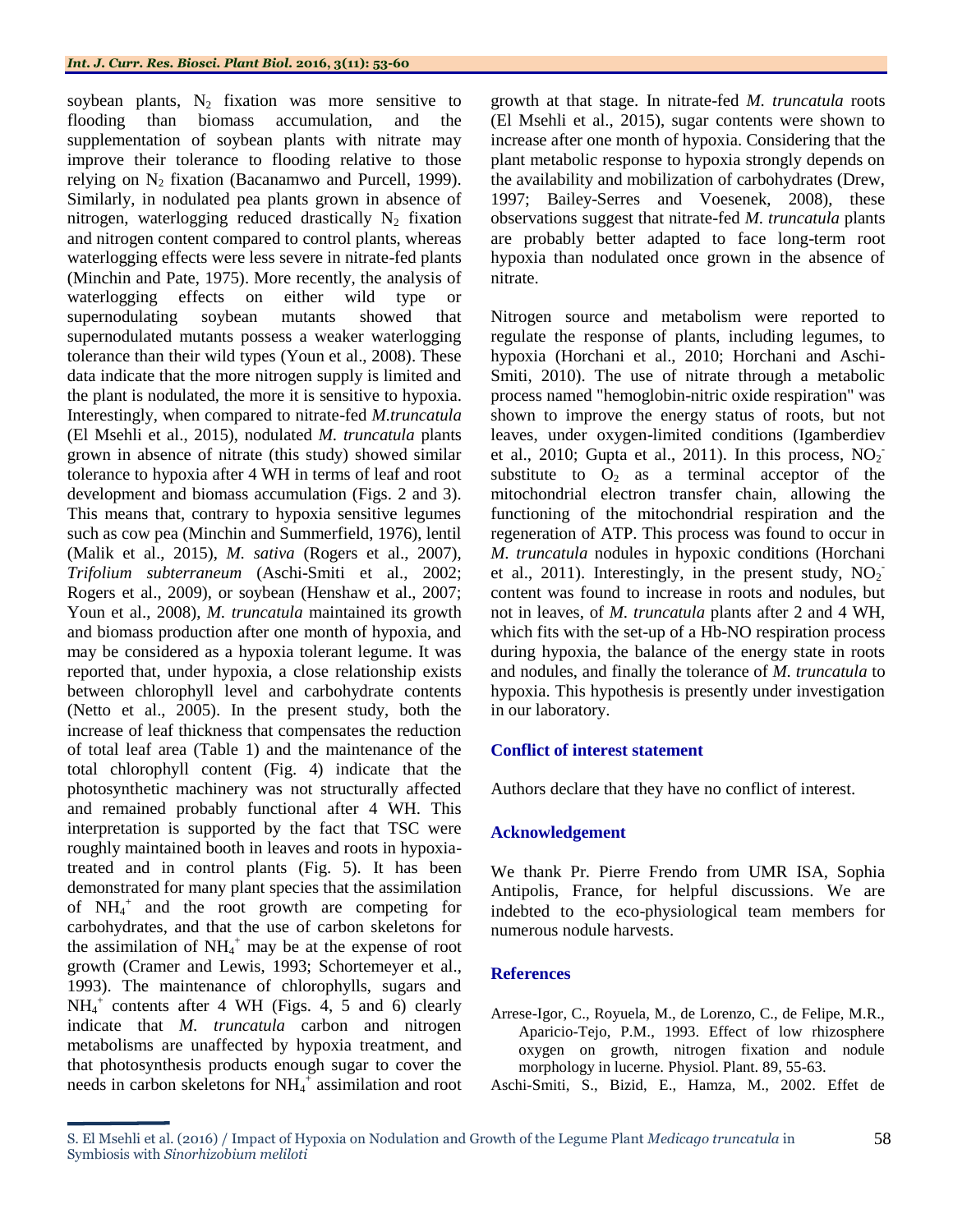soybean plants, $N_2$ fixation was more sensitive to flooding than biomass accumulation, and the supplementation of soybean plants with nitrate may improve their tolerance to flooding relative to those relying on $N_2$ fixation (Bacanamwo and Purcell, 1999). Similarly, in nodulated pea plants grown in absence of nitrogen, waterlogging reduced drastically $N_2$ fixation and nitrogen content compared to control plants, whereas waterlogging effects were less severe in nitrate-fed plants (Minchin and Pate, 1975). More recently, the analysis of waterlogging effects on either wild type or supernodulating soybean mutants showed that supernodulated mutants possess a weaker waterlogging tolerance than their wild types (Youn et al., 2008). These data indicate that the more nitrogen supply is limited and the plant is nodulated, the more it is sensitive to hypoxia. Interestingly, when compared to nitrate-fed *M.truncatula* (El Msehli et al., 2015), nodulated *M. truncatula* plants grown in absence of nitrate (this study) showed similar tolerance to hypoxia after 4 WH in terms of leaf and root development and biomass accumulation (Figs. 2 and 3). This means that, contrary to hypoxia sensitive legumes such as cow pea (Minchin and Summerfield, 1976), lentil (Malik et al., 2015), *M. sativa* (Rogers et al., 2007), *Trifolium subterraneum* (Aschi-Smiti et al., 2002; Rogers et al., 2009), or soybean (Henshaw et al., 2007; Youn et al., 2008), *M. truncatula* maintained its growth and biomass production after one month of hypoxia, and may be considered as a hypoxia tolerant legume. It was reported that, under hypoxia, a close relationship exists between chlorophyll level and carbohydrate contents (Netto et al., 2005). In the present study, both the increase of leaf thickness that compensates the reduction of total leaf area (Table 1) and the maintenance of the total chlorophyll content (Fig. 4) indicate that the photosynthetic machinery was not structurally affected and remained probably functional after 4 WH. This interpretation is supported by the fact that TSC were roughly maintained booth in leaves and roots in hypoxia-treated and in control plants (Fig. 5). It has been demonstrated for many plant species that the assimilation of $NH_4^+$ and the root growth are competing for carbohydrates, and that the use of carbon skeletons for the assimilation of $NH_4^+$ may be at the expense of root growth (Cramer and Lewis, 1993; Schortemeyer et al., 1993). The maintenance of chlorophylls, sugars and $NH_4^+$ contents after 4 WH (Figs. 4, 5 and 6) clearly indicate that *M. truncatula* carbon and nitrogen metabolisms are unaffected by hypoxia treatment, and that photosynthesis products enough sugar to cover the needs in carbon skeletons for $NH_4^+$ assimilation and root growth at that stage. In nitrate-fed *M. truncatula* roots (El Msehli et al., 2015), sugar contents were shown to increase after one month of hypoxia. Considering that the plant metabolic response to hypoxia strongly depends on the availability and mobilization of carbohydrates (Drew, 1997; Bailey-Serres and Voesenek, 2008), these observations suggest that nitrate-fed *M. truncatula* plants are probably better adapted to face long-term root hypoxia than nodulated once grown in the absence of nitrate.

Nitrogen source and metabolism were reported to regulate the response of plants, including legumes, to hypoxia (Horchani et al., 2010; Horchani and Aschi-Smiti, 2010). The use of nitrate through a metabolic process named "hemoglobin-nitric oxide respiration" was shown to improve the energy status of roots, but not leaves, under oxygen-limited conditions (Igamberdiev et al., 2010; Gupta et al., 2011). In this process, $NO_2^-$ substitute to $O_2$ as a terminal acceptor of the mitochondrial electron transfer chain, allowing the functioning of the mitochondrial respiration and the regeneration of ATP. This process was found to occur in *M. truncatula* nodules in hypoxic conditions (Horchani et al., 2011). Interestingly, in the present study, $NO_2^-$ content was found to increase in roots and nodules, but not in leaves, of *M. truncatula* plants after 2 and 4 WH, which fits with the set-up of a Hb-NO respiration process during hypoxia, the balance of the energy state in roots and nodules, and finally the tolerance of *M. truncatula* to hypoxia. This hypothesis is presently under investigation in our laboratory.

## Conflict of interest statement

Authors declare that they have no conflict of interest.

## Acknowledgement

We thank Pr. Pierre Frendo from UMR ISA, Sophia Antipolis, France, for helpful discussions. We are indebted to the eco-physiological team members for numerous nodule harvests.

## References

Arrese-Igor, C., Royuela, M., de Lorenzo, C., de Felipe, M.R., Aparicio-Tejo, P.M., 1993. Effect of low rhizosphere oxygen on growth, nitrogen fixation and nodule morphology in lucerne. Physiol. Plant. 89, 55-63.

Aschi-Smiti, S., Bizid, E., Hamza, M., 2002. Effet de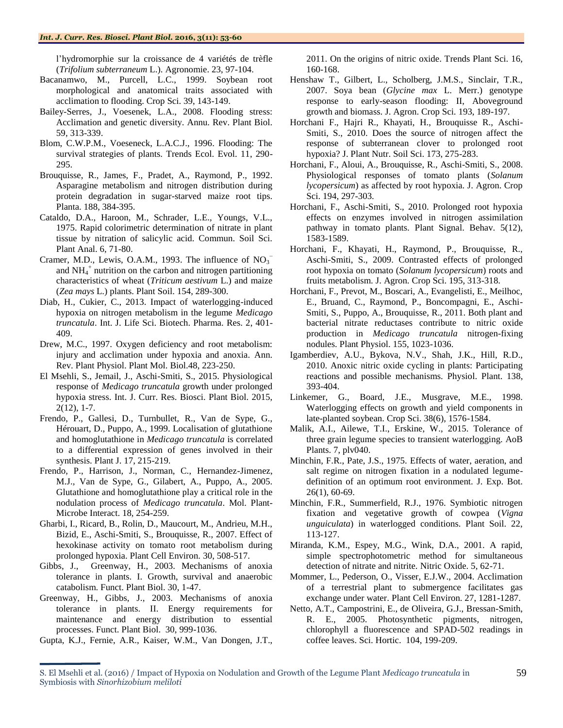l'hydromorphie sur la croissance de 4 variétés de trèfle (*Trifolium subterraneum* L.). Agronomie. 23, 97-104.

Bacanamwo, M., Purcell, L.C., 1999. Soybean root morphological and anatomical traits associated with acclimation to flooding. Crop Sci. 39, 143-149.

Bailey-Serres, J., Voesenek, L.A., 2008. Flooding stress: Acclimation and genetic diversity. Annu. Rev. Plant Biol. 59, 313-339.

Blom, C.W.P.M., Voeseneck, L.A.C.J., 1996. Flooding: The survival strategies of plants. Trends Ecol. Evol. 11, 290-295.

Brouquisse, R., James, F., Pradet, A., Raymond, P., 1992. Asparagine metabolism and nitrogen distribution during protein degradation in sugar-starved maize root tips. Planta. 188, 384-395.

Cataldo, D.A., Haroon, M., Schrader, L.E., Youngs, V.L., 1975. Rapid colorimetric determination of nitrate in plant tissue by nitration of salicylic acid. Commun. Soil Sci. Plant Anal. 6, 71-80.

Cramer, M.D., Lewis, O.A.M., 1993. The influence of $NO_3^-$ and $NH_4^+$ nutrition on the carbon and nitrogen partitioning characteristics of wheat (*Triticum aestivum* L.) and maize (*Zea mays* L.) plants. Plant Soil. 154, 289-300.

Diab, H., Cukier, C., 2013. Impact of waterlogging-induced hypoxia on nitrogen metabolism in the legume *Medicago truncatula*. Int. J. Life Sci. Biotech. Pharma. Res. 2, 401-409.

Drew, M.C., 1997. Oxygen deficiency and root metabolism: injury and acclimation under hypoxia and anoxia. Ann. Rev. Plant Physiol. Plant Mol. Biol.48, 223-250.

El Msehli, S., Jemail, J., Aschi-Smiti, S., 2015. Physiological response of *Medicago truncatula* growth under prolonged hypoxia stress. Int. J. Curr. Res. Biosci. Plant Biol. 2015, 2(12), 1-7.

Frendo, P., Gallesi, D., Turnbullet, R., Van de Sype, G., Hérouart, D., Puppo, A., 1999. Localisation of glutathione and homoglutathione in *Medicago truncatula* is correlated to a differential expression of genes involved in their synthesis. Plant J. 17, 215-219.

Frendo, P., Harrison, J., Norman, C., Hernandez-Jimenez, M.J., Van de Sype, G., Gilabert, A., Puppo, A., 2005. Glutathione and homoglutathione play a critical role in the nodulation process of *Medicago truncatula*. Mol. Plant-Microbe Interact. 18, 254-259.

Gharbi, I., Ricard, B., Rolin, D., Maucourt, M., Andrieu, M.H., Bizid, E., Aschi-Smiti, S., Brouquisse, R., 2007. Effect of hexokinase activity on tomato root metabolism during prolonged hypoxia. Plant Cell Environ. 30, 508-517.

Gibbs, J., Greenway, H., 2003. Mechanisms of anoxia tolerance in plants. I. Growth, survival and anaerobic catabolism. Funct. Plant Biol. 30, 1-47.

Greenway, H., Gibbs, J., 2003. Mechanisms of anoxia tolerance in plants. II. Energy requirements for maintenance and energy distribution to essential processes. Funct. Plant Biol. 30, 999-1036.

Gupta, K.J., Fernie, A.R., Kaiser, W.M., Van Dongen, J.T., 2011. On the origins of nitric oxide. Trends Plant Sci. 16, 160-168.

Henshaw T., Gilbert, L., Scholberg, J.M.S., Sinclair, T.R., 2007. Soya bean (*Glycine max* L. Merr.) genotype response to early-season flooding: II, Aboveground growth and biomass. J. Agron. Crop Sci. 193, 189-197.

Horchani F., Hajri R., Khayati, H., Brouquisse R., Aschi-Smiti, S., 2010. Does the source of nitrogen affect the response of subterranean clover to prolonged root hypoxia? J. Plant Nutr. Soil Sci. 173, 275-283.

Horchani, F., Aloui, A., Brouquisse, R., Aschi-Smiti, S., 2008. Physiological responses of tomato plants (*Solanum lycopersicum*) as affected by root hypoxia. J. Agron. Crop Sci. 194, 297-303.

Horchani, F., Aschi-Smiti, S., 2010. Prolonged root hypoxia effects on enzymes involved in nitrogen assimilation pathway in tomato plants. Plant Signal. Behav. 5(12), 1583-1589.

Horchani, F., Khayati, H., Raymond, P., Brouquisse, R., Aschi-Smiti, S., 2009. Contrasted effects of prolonged root hypoxia on tomato (*Solanum lycopersicum*) roots and fruits metabolism. J. Agron. Crop Sci. 195, 313-318.

Horchani, F., Prevot, M., Boscari, A., Evangelisti, E., Meilhoc, E., Bruand, C., Raymond, P., Boncompagni, E., Aschi-Smiti, S., Puppo, A., Brouquisse, R., 2011. Both plant and bacterial nitrate reductases contribute to nitric oxide production in *Medicago truncatula* nitrogen-fixing nodules. Plant Physiol. 155, 1023-1036.

Igamberdiev, A.U., Bykova, N.V., Shah, J.K., Hill, R.D., 2010. Anoxic nitric oxide cycling in plants: Participating reactions and possible mechanisms. Physiol. Plant. 138, 393-404.

Linkemer, G., Board, J.E., Musgrave, M.E., 1998. Waterlogging effects on growth and yield components in late-planted soybean. Crop Sci. 38(6), 1576-1584.

Malik, A.I., Ailewe, T.I., Erskine, W., 2015. Tolerance of three grain legume species to transient waterlogging. AoB Plants. 7, plv040.

Minchin, F.R., Pate, J.S., 1975. Effects of water, aeration, and salt regime on nitrogen fixation in a nodulated legume-definition of an optimum root environment. J. Exp. Bot. 26(1), 60-69.

Minchin, F.R., Summerfield, R.J., 1976. Symbiotic nitrogen fixation and vegetative growth of cowpea (*Vigna unguiculata*) in waterlogged conditions. Plant Soil. 22, 113-127.

Miranda, K.M., Espey, M.G., Wink, D.A., 2001. A rapid, simple spectrophotometric method for simultaneous detection of nitrate and nitrite. Nitric Oxide. 5, 62-71.

Mommer, L., Pederson, O., Visser, E.J.W., 2004. Acclimation of a terrestrial plant to submergence facilitates gas exchange under water. Plant Cell Environ. 27, 1281-1287.

Netto, A.T., Campostrini, E., de Oliveira, G.J., Bressan-Smith, R. E., 2005. Photosynthetic pigments, nitrogen, chlorophyll a fluorescence and SPAD-502 readings in coffee leaves. Sci. Hortic. 104, 199-209.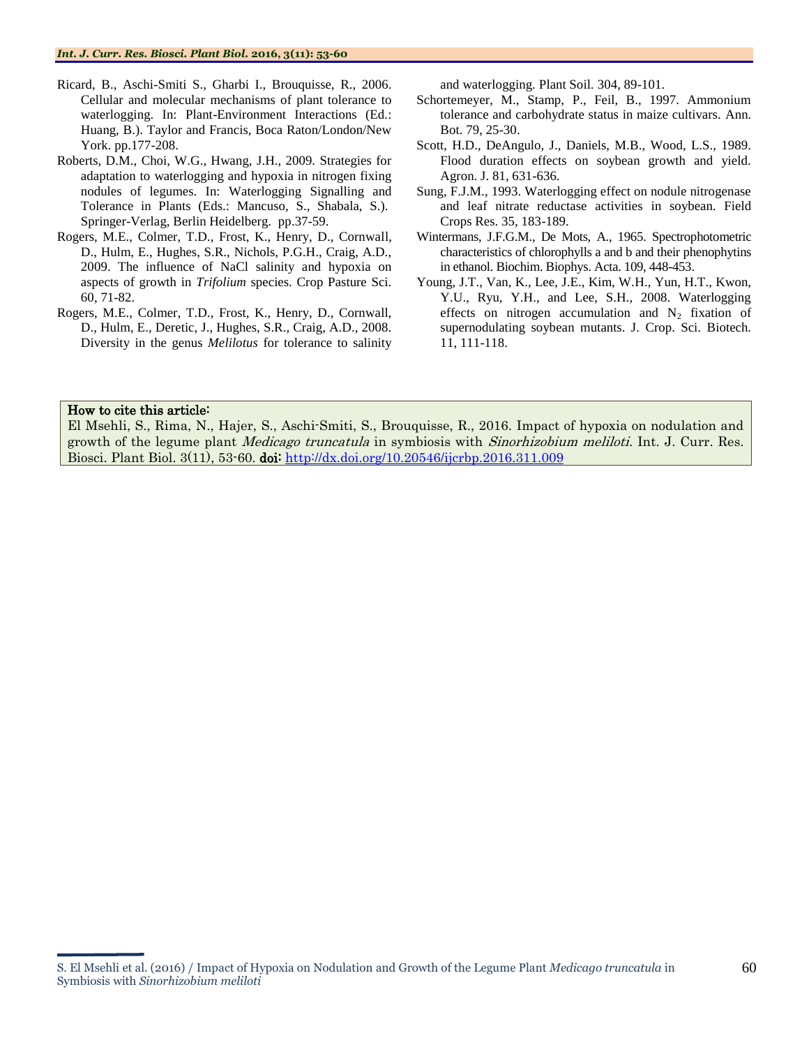Ricard, B., Aschi-Smiti S., Gharbi I., Brouquisse, R., 2006. Cellular and molecular mechanisms of plant tolerance to waterlogging. In: Plant-Environment Interactions (Ed.: Huang, B.). Taylor and Francis, Boca Raton/London/New York. pp.177-208.

Roberts, D.M., Choi, W.G., Hwang, J.H., 2009. Strategies for adaptation to waterlogging and hypoxia in nitrogen fixing nodules of legumes. In: Waterlogging Signalling and Tolerance in Plants (Eds.: Mancuso, S., Shabala, S.). Springer-Verlag, Berlin Heidelberg. pp.37-59.

Rogers, M.E., Colmer, T.D., Frost, K., Henry, D., Cornwall, D., Hulm, E., Hughes, S.R., Nichols, P.G.H., Craig, A.D., 2009. The influence of NaCl salinity and hypoxia on aspects of growth in *Trifolium* species. Crop Pasture Sci. 60, 71-82.

Rogers, M.E., Colmer, T.D., Frost, K., Henry, D., Cornwall, D., Hulm, E., Deretic, J., Hughes, S.R., Craig, A.D., 2008. Diversity in the genus *Melilotus* for tolerance to salinity and waterlogging. Plant Soil. 304, 89-101.

Schortemeyer, M., Stamp, P., Feil, B., 1997. Ammonium tolerance and carbohydrate status in maize cultivars. Ann. Bot. 79, 25-30.

Scott, H.D., DeAngulo, J., Daniels, M.B., Wood, L.S., 1989. Flood duration effects on soybean growth and yield. Agron. J. 81, 631-636.

Sung, F.J.M., 1993. Waterlogging effect on nodule nitrogenase and leaf nitrate reductase activities in soybean. Field Crops Res. 35, 183-189.

Wintermans, J.F.G.M., De Mots, A., 1965. Spectrophotometric characteristics of chlorophylls a and b and their phenophytins in ethanol. Biochim. Biophys. Acta. 109, 448-453.

Young, J.T., Van, K., Lee, J.E., Kim, W.H., Yun, H.T., Kwon, Y.U., Ryu, Y.H., and Lee, S.H., 2008. Waterlogging effects on nitrogen accumulation and $N_2$ fixation of supernodulating soybean mutants. J. Crop. Sci. Biotech. 11, 111-118.

**How to cite this article:**

El Msehli, S., Rima, N., Hajer, S., Aschi-Smiti, S., Brouquisse, R., 2016. Impact of hypoxia on nodulation and growth of the legume plant *Medicago truncatula* in symbiosis with *Sinorhizobium meliloti*. Int. J. Curr. Res. Biosci. Plant Biol. 3(11), 53-60. **doi:** http://dx.doi.org/10.20546/ijcrbp.2016.311.009